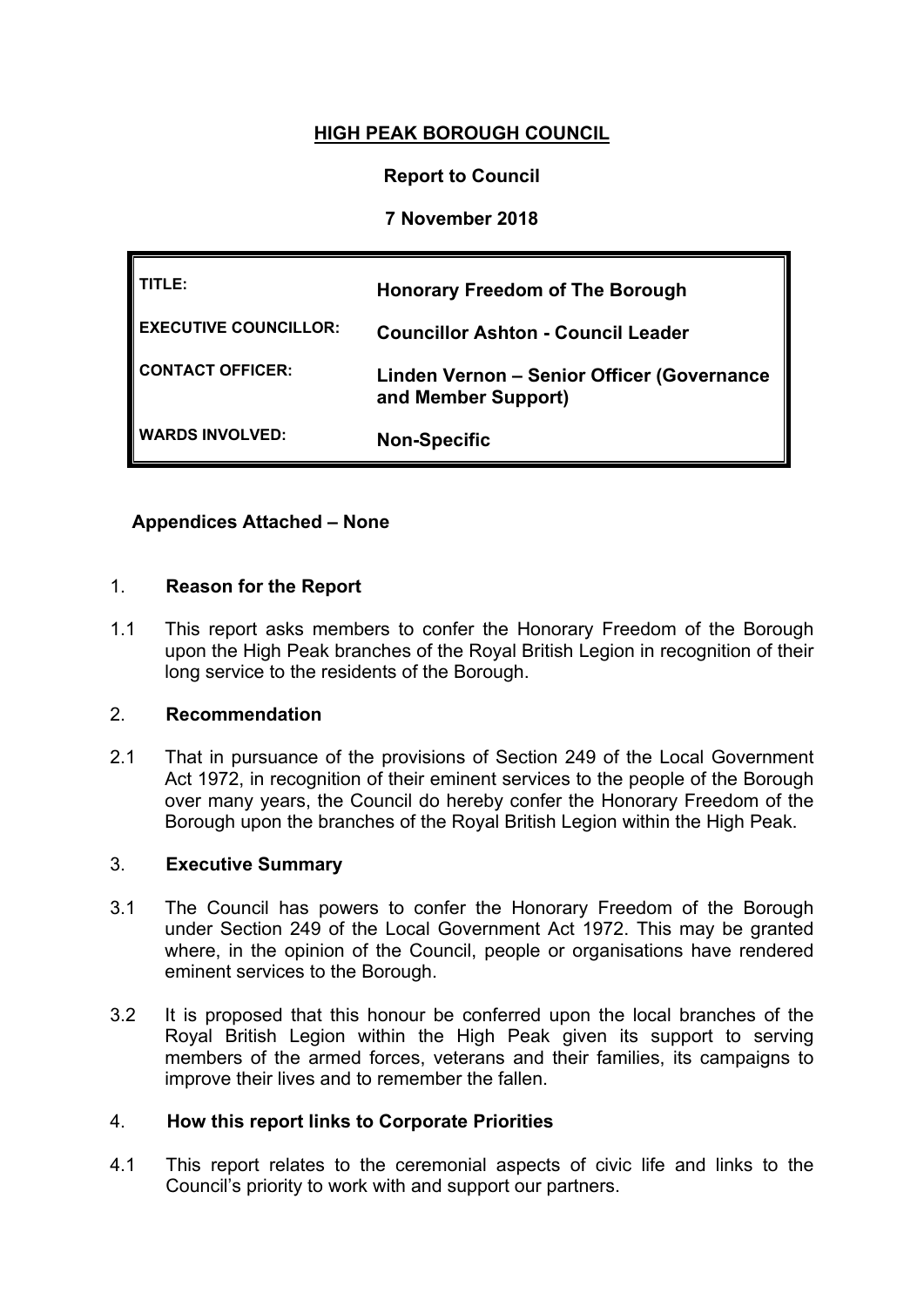**HIGH PEAK BOROUGH COUNCIL**

**Report to Council**

**7 November 2018**

| | |
|---|---|
| TITLE: | **Honorary Freedom of The Borough** |
| EXECUTIVE COUNCILLOR: | **Councillor Ashton - Council Leader** |
| CONTACT OFFICER: | **Linden Vernon – Senior Officer (Governance and Member Support)** |
| WARDS INVOLVED: | **Non-Specific** |

**Appendices Attached – None**

## 1. Reason for the Report

1.1 This report asks members to confer the Honorary Freedom of the Borough upon the High Peak branches of the Royal British Legion in recognition of their long service to the residents of the Borough.

## 2. Recommendation

2.1 That in pursuance of the provisions of Section 249 of the Local Government Act 1972, in recognition of their eminent services to the people of the Borough over many years, the Council do hereby confer the Honorary Freedom of the Borough upon the branches of the Royal British Legion within the High Peak.

## 3. Executive Summary

3.1 The Council has powers to confer the Honorary Freedom of the Borough under Section 249 of the Local Government Act 1972. This may be granted where, in the opinion of the Council, people or organisations have rendered eminent services to the Borough.

3.2 It is proposed that this honour be conferred upon the local branches of the Royal British Legion within the High Peak given its support to serving members of the armed forces, veterans and their families, its campaigns to improve their lives and to remember the fallen.

## 4. How this report links to Corporate Priorities

4.1 This report relates to the ceremonial aspects of civic life and links to the Council's priority to work with and support our partners.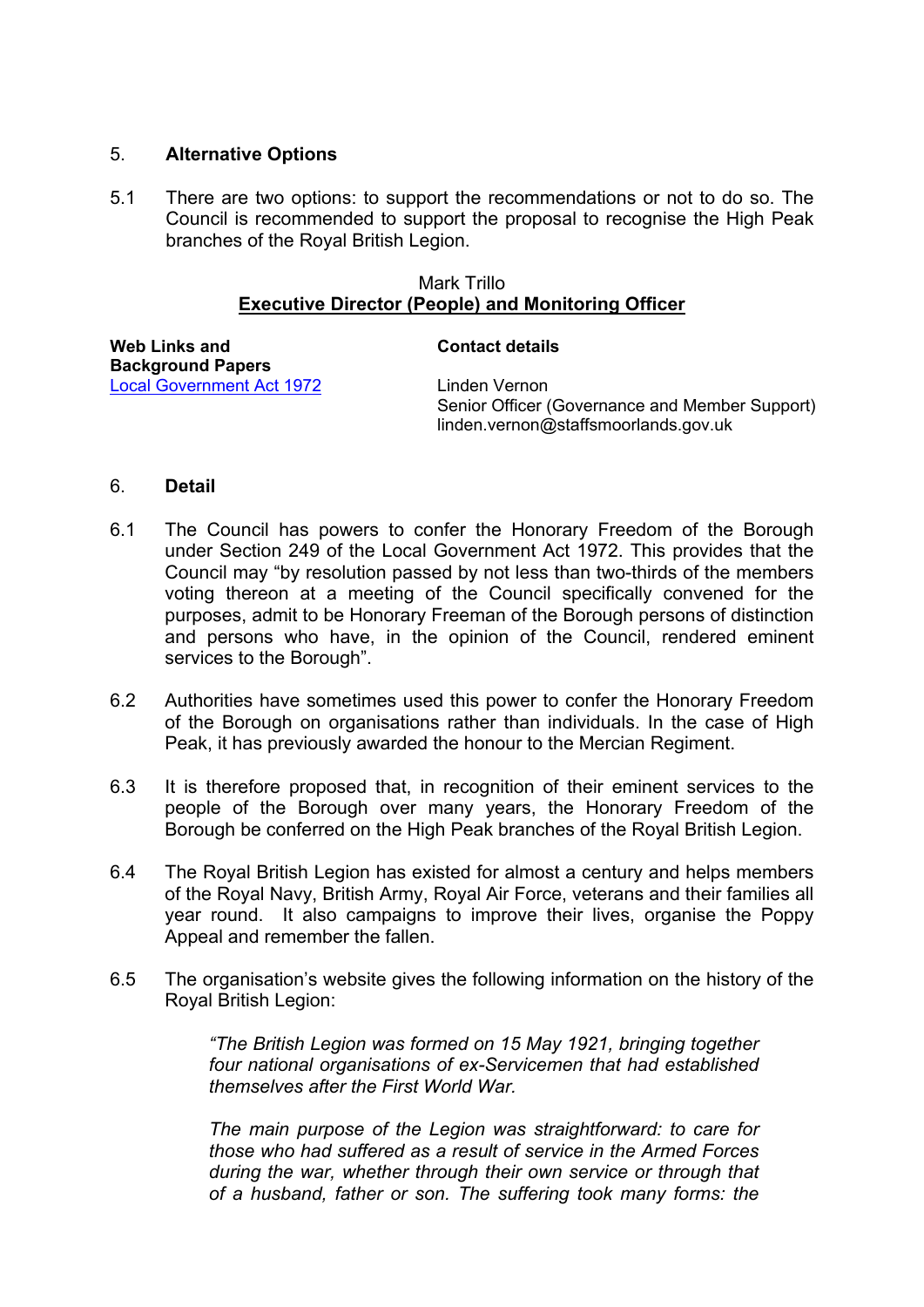## 5. Alternative Options

5.1 There are two options: to support the recommendations or not to do so. The Council is recommended to support the proposal to recognise the High Peak branches of the Royal British Legion.

Mark Trillo
**Executive Director (People) and Monitoring Officer**

| **Web Links and Background Papers** | **Contact details** |
| --- | --- |
| [Local Government Act 1972]() | Linden Vernon<br>Senior Officer (Governance and Member Support)<br>linden.vernon@staffsmoorlands.gov.uk |

## 6. Detail

6.1 The Council has powers to confer the Honorary Freedom of the Borough under Section 249 of the Local Government Act 1972. This provides that the Council may "by resolution passed by not less than two-thirds of the members voting thereon at a meeting of the Council specifically convened for the purposes, admit to be Honorary Freeman of the Borough persons of distinction and persons who have, in the opinion of the Council, rendered eminent services to the Borough".

6.2 Authorities have sometimes used this power to confer the Honorary Freedom of the Borough on organisations rather than individuals. In the case of High Peak, it has previously awarded the honour to the Mercian Regiment.

6.3 It is therefore proposed that, in recognition of their eminent services to the people of the Borough over many years, the Honorary Freedom of the Borough be conferred on the High Peak branches of the Royal British Legion.

6.4 The Royal British Legion has existed for almost a century and helps members of the Royal Navy, British Army, Royal Air Force, veterans and their families all year round. It also campaigns to improve their lives, organise the Poppy Appeal and remember the fallen.

6.5 The organisation's website gives the following information on the history of the Royal British Legion:

> *"The British Legion was formed on 15 May 1921, bringing together four national organisations of ex-Servicemen that had established themselves after the First World War.*
>
> *The main purpose of the Legion was straightforward: to care for those who had suffered as a result of service in the Armed Forces during the war, whether through their own service or through that of a husband, father or son. The suffering took many forms: the*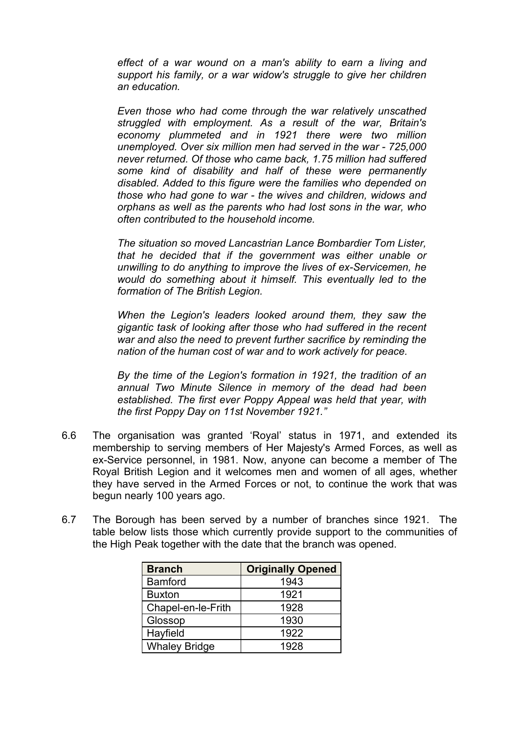*effect of a war wound on a man's ability to earn a living and support his family, or a war widow's struggle to give her children an education.*

*Even those who had come through the war relatively unscathed struggled with employment. As a result of the war, Britain's economy plummeted and in 1921 there were two million unemployed. Over six million men had served in the war - 725,000 never returned. Of those who came back, 1.75 million had suffered some kind of disability and half of these were permanently disabled. Added to this figure were the families who depended on those who had gone to war - the wives and children, widows and orphans as well as the parents who had lost sons in the war, who often contributed to the household income.*

*The situation so moved Lancastrian Lance Bombardier Tom Lister, that he decided that if the government was either unable or unwilling to do anything to improve the lives of ex-Servicemen, he would do something about it himself. This eventually led to the formation of The British Legion.*

*When the Legion's leaders looked around them, they saw the gigantic task of looking after those who had suffered in the recent war and also the need to prevent further sacrifice by reminding the nation of the human cost of war and to work actively for peace.*

*By the time of the Legion's formation in 1921, the tradition of an annual Two Minute Silence in memory of the dead had been established. The first ever Poppy Appeal was held that year, with the first Poppy Day on 11st November 1921."*

6.6 The organisation was granted 'Royal' status in 1971, and extended its membership to serving members of Her Majesty's Armed Forces, as well as ex-Service personnel, in 1981. Now, anyone can become a member of The Royal British Legion and it welcomes men and women of all ages, whether they have served in the Armed Forces or not, to continue the work that was begun nearly 100 years ago.

6.7 The Borough has been served by a number of branches since 1921. The table below lists those which currently provide support to the communities of the High Peak together with the date that the branch was opened.

| **Branch** | **Originally Opened** |
|---|---|
| Bamford | 1943 |
| Buxton | 1921 |
| Chapel-en-le-Frith | 1928 |
| Glossop | 1930 |
| Hayfield | 1922 |
| Whaley Bridge | 1928 |